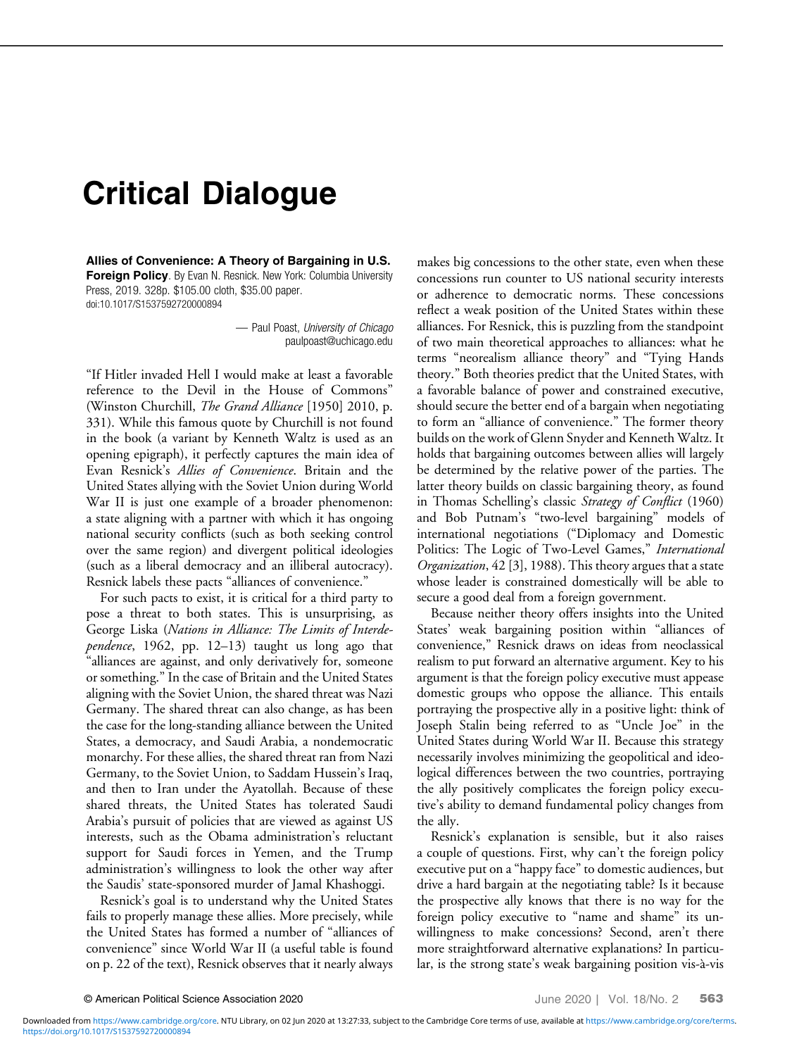# Critical Dialogue

**Allies of Convenience: A Theory of Bargaining in U.S. Foreign Policy**. By Evan N. Resnick. New York: Columbia University Press, 2019. 328p. $105.00 cloth, $35.00 paper. doi:10.1017/S1537592720000894

— Paul Poast, *University of Chicago*
paulpoast@uchicago.edu

"If Hitler invaded Hell I would make at least a favorable reference to the Devil in the House of Commons" (Winston Churchill, *The Grand Alliance* [1950] 2010, p. 331). While this famous quote by Churchill is not found in the book (a variant by Kenneth Waltz is used as an opening epigraph), it perfectly captures the main idea of Evan Resnick's *Allies of Convenience*. Britain and the United States allying with the Soviet Union during World War II is just one example of a broader phenomenon: a state aligning with a partner with which it has ongoing national security conflicts (such as both seeking control over the same region) and divergent political ideologies (such as a liberal democracy and an illiberal autocracy). Resnick labels these pacts "alliances of convenience."

For such pacts to exist, it is critical for a third party to pose a threat to both states. This is unsurprising, as George Liska (*Nations in Alliance: The Limits of Interdependence*, 1962, pp. 12–13) taught us long ago that "alliances are against, and only derivatively for, someone or something." In the case of Britain and the United States aligning with the Soviet Union, the shared threat was Nazi Germany. The shared threat can also change, as has been the case for the long-standing alliance between the United States, a democracy, and Saudi Arabia, a nondemocratic monarchy. For these allies, the shared threat ran from Nazi Germany, to the Soviet Union, to Saddam Hussein's Iraq, and then to Iran under the Ayatollah. Because of these shared threats, the United States has tolerated Saudi Arabia's pursuit of policies that are viewed as against US interests, such as the Obama administration's reluctant support for Saudi forces in Yemen, and the Trump administration's willingness to look the other way after the Saudis' state-sponsored murder of Jamal Khashoggi.

Resnick's goal is to understand why the United States fails to properly manage these allies. More precisely, while the United States has formed a number of "alliances of convenience" since World War II (a useful table is found on p. 22 of the text), Resnick observes that it nearly always makes big concessions to the other state, even when these concessions run counter to US national security interests or adherence to democratic norms. These concessions reflect a weak position of the United States within these alliances. For Resnick, this is puzzling from the standpoint of two main theoretical approaches to alliances: what he terms "neorealism alliance theory" and "Tying Hands theory." Both theories predict that the United States, with a favorable balance of power and constrained executive, should secure the better end of a bargain when negotiating to form an "alliance of convenience." The former theory builds on the work of Glenn Snyder and Kenneth Waltz. It holds that bargaining outcomes between allies will largely be determined by the relative power of the parties. The latter theory builds on classic bargaining theory, as found in Thomas Schelling's classic *Strategy of Conflict* (1960) and Bob Putnam's "two-level bargaining" models of international negotiations ("Diplomacy and Domestic Politics: The Logic of Two-Level Games," *International Organization*, 42 [3], 1988). This theory argues that a state whose leader is constrained domestically will be able to secure a good deal from a foreign government.

Because neither theory offers insights into the United States' weak bargaining position within "alliances of convenience," Resnick draws on ideas from neoclassical realism to put forward an alternative argument. Key to his argument is that the foreign policy executive must appease domestic groups who oppose the alliance. This entails portraying the prospective ally in a positive light: think of Joseph Stalin being referred to as "Uncle Joe" in the United States during World War II. Because this strategy necessarily involves minimizing the geopolitical and ideological differences between the two countries, portraying the ally positively complicates the foreign policy executive's ability to demand fundamental policy changes from the ally.

Resnick's explanation is sensible, but it also raises a couple of questions. First, why can't the foreign policy executive put on a "happy face" to domestic audiences, but drive a hard bargain at the negotiating table? Is it because the prospective ally knows that there is no way for the foreign policy executive to "name and shame" its unwillingness to make concessions? Second, aren't there more straightforward alternative explanations? In particular, is the strong state's weak bargaining position vis-à-vis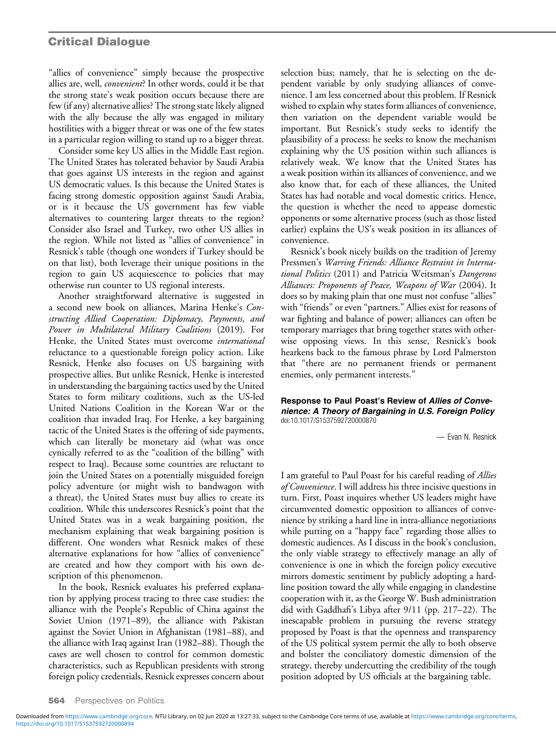"allies of convenience" simply because the prospective allies are, well, *convenient*? In other words, could it be that the strong state's weak position occurs because there are few (if any) alternative allies? The strong state likely aligned with the ally because the ally was engaged in military hostilities with a bigger threat or was one of the few states in a particular region willing to stand up to a bigger threat.

Consider some key US allies in the Middle East region. The United States has tolerated behavior by Saudi Arabia that goes against US interests in the region and against US democratic values. Is this because the United States is facing strong domestic opposition against Saudi Arabia, or is it because the US government has few viable alternatives to countering larger threats to the region? Consider also Israel and Turkey, two other US allies in the region. While not listed as "allies of convenience" in Resnick's table (though one wonders if Turkey should be on that list), both leverage their unique positions in the region to gain US acquiescence to policies that may otherwise run counter to US regional interests.

Another straightforward alternative is suggested in a second new book on alliances, Marina Henke's *Constructing Allied Cooperation: Diplomacy, Payments, and Power in Multilateral Military Coalitions* (2019). For Henke, the United States must overcome *international* reluctance to a questionable foreign policy action. Like Resnick, Henke also focuses on US bargaining with prospective allies. But unlike Resnick, Henke is interested in understanding the bargaining tactics used by the United States to form military coalitions, such as the US-led United Nations Coalition in the Korean War or the coalition that invaded Iraq. For Henke, a key bargaining tactic of the United States is the offering of side payments, which can literally be monetary aid (what was once cynically referred to as the "coalition of the billing" with respect to Iraq). Because some countries are reluctant to join the United States on a potentially misguided foreign policy adventure (or might wish to bandwagon with a threat), the United States must buy allies to create its coalition. While this underscores Resnick's point that the United States was in a weak bargaining position, the mechanism explaining that weak bargaining position is different. One wonders what Resnick makes of these alternative explanations for how "allies of convenience" are created and how they comport with his own description of this phenomenon.

In the book, Resnick evaluates his preferred explanation by applying process tracing to three case studies: the alliance with the People's Republic of China against the Soviet Union (1971–89), the alliance with Pakistan against the Soviet Union in Afghanistan (1981–88), and the alliance with Iraq against Iran (1982–88). Though the cases are well chosen to control for common domestic characteristics, such as Republican presidents with strong foreign policy credentials, Resnick expresses concern about selection bias; namely, that he is selecting on the dependent variable by only studying alliances of convenience. I am less concerned about this problem. If Resnick wished to explain why states form alliances of convenience, then variation on the dependent variable would be important. But Resnick's study seeks to identify the plausibility of a process: he seeks to know the mechanism explaining why the US position within such alliances is relatively weak. We know that the United States has a weak position within its alliances of convenience, and we also know that, for each of these alliances, the United States has had notable and vocal domestic critics. Hence, the question is whether the need to appease domestic opponents or some alternative process (such as those listed earlier) explains the US's weak position in its alliances of convenience.

Resnick's book nicely builds on the tradition of Jeremy Pressmen's *Warring Friends: Alliance Restraint in International Politics* (2011) and Patricia Weitsman's *Dangerous Alliances: Proponents of Peace, Weapons of War* (2004). It does so by making plain that one must not confuse "allies" with "friends" or even "partners." Allies exist for reasons of war fighting and balance of power; alliances can often be temporary marriages that bring together states with otherwise opposing views. In this sense, Resnick's book hearkens back to the famous phrase by Lord Palmerston that "there are no permanent friends or permanent enemies, only permanent interests."

### Response to Paul Poast's Review of *Allies of Convenience: A Theory of Bargaining in U.S. Foreign Policy*

doi:10.1017/S1537592720000870

— Evan N. Resnick

I am grateful to Paul Poast for his careful reading of *Allies of Convenience*. I will address his three incisive questions in turn. First, Poast inquires whether US leaders might have circumvented domestic opposition to alliances of convenience by striking a hard line in intra-alliance negotiations while putting on a "happy face" regarding those allies to domestic audiences. As I discuss in the book's conclusion, the only viable strategy to effectively manage an ally of convenience is one in which the foreign policy executive mirrors domestic sentiment by publicly adopting a hard-line position toward the ally while engaging in clandestine cooperation with it, as the George W. Bush administration did with Gaddhafi's Libya after 9/11 (pp. 217–22). The inescapable problem in pursuing the reverse strategy proposed by Poast is that the openness and transparency of the US political system permit the ally to both observe and bolster the conciliatory domestic dimension of the strategy, thereby undercutting the credibility of the tough position adopted by US officials at the bargaining table.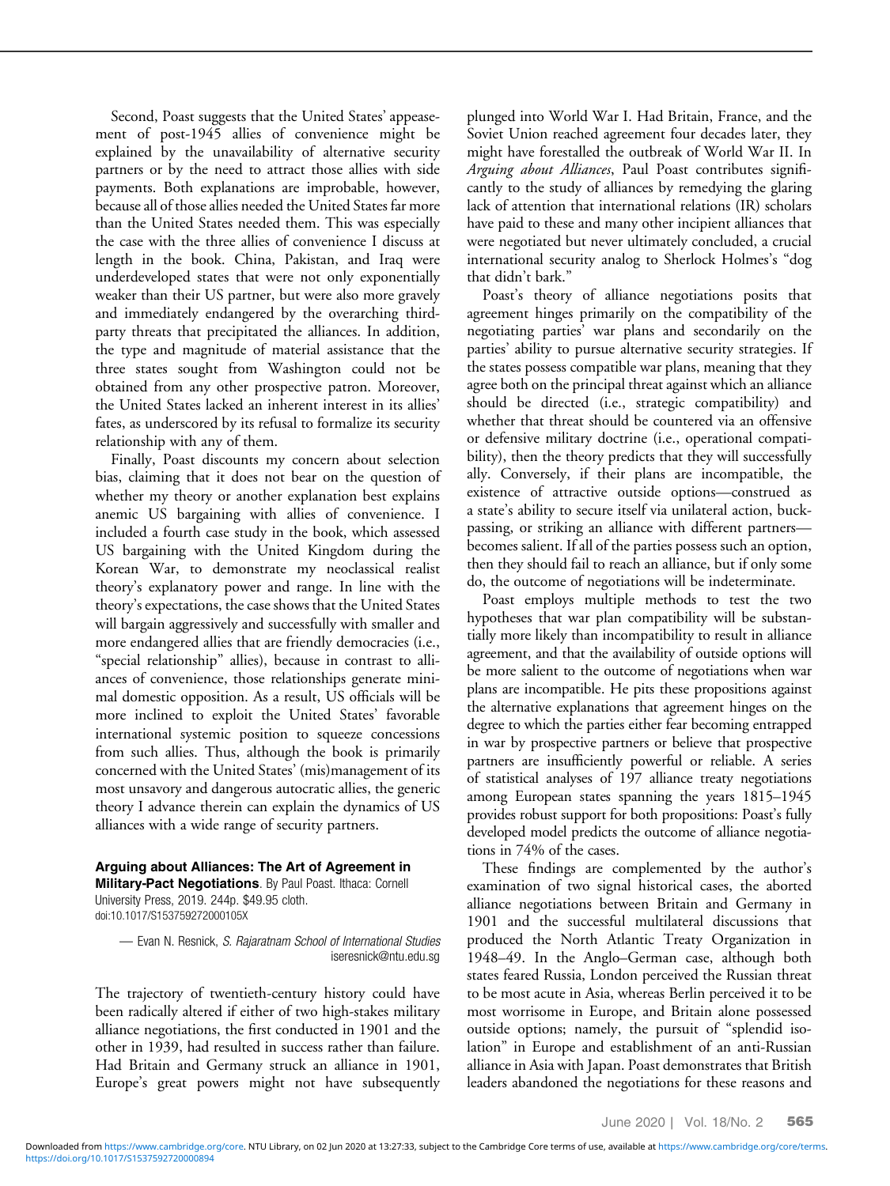Second, Poast suggests that the United States' appeasement of post-1945 allies of convenience might be explained by the unavailability of alternative security partners or by the need to attract those allies with side payments. Both explanations are improbable, however, because all of those allies needed the United States far more than the United States needed them. This was especially the case with the three allies of convenience I discuss at length in the book. China, Pakistan, and Iraq were underdeveloped states that were not only exponentially weaker than their US partner, but were also more gravely and immediately endangered by the overarching third-party threats that precipitated the alliances. In addition, the type and magnitude of material assistance that the three states sought from Washington could not be obtained from any other prospective patron. Moreover, the United States lacked an inherent interest in its allies' fates, as underscored by its refusal to formalize its security relationship with any of them.

Finally, Poast discounts my concern about selection bias, claiming that it does not bear on the question of whether my theory or another explanation best explains anemic US bargaining with allies of convenience. I included a fourth case study in the book, which assessed US bargaining with the United Kingdom during the Korean War, to demonstrate my neoclassical realist theory's explanatory power and range. In line with the theory's expectations, the case shows that the United States will bargain aggressively and successfully with smaller and more endangered allies that are friendly democracies (i.e., "special relationship" allies), because in contrast to alliances of convenience, those relationships generate minimal domestic opposition. As a result, US officials will be more inclined to exploit the United States' favorable international systemic position to squeeze concessions from such allies. Thus, although the book is primarily concerned with the United States' (mis)management of its most unsavory and dangerous autocratic allies, the generic theory I advance therein can explain the dynamics of US alliances with a wide range of security partners.

**Arguing about Alliances: The Art of Agreement in Military-Pact Negotiations**. By Paul Poast. Ithaca: Cornell University Press, 2019. 244p. $49.95 cloth.
doi:10.1017/S153759272000105X

— Evan N. Resnick, *S. Rajaratnam School of International Studies*
iseresnick@ntu.edu.sg

The trajectory of twentieth-century history could have been radically altered if either of two high-stakes military alliance negotiations, the first conducted in 1901 and the other in 1939, had resulted in success rather than failure. Had Britain and Germany struck an alliance in 1901, Europe's great powers might not have subsequently plunged into World War I. Had Britain, France, and the Soviet Union reached agreement four decades later, they might have forestalled the outbreak of World War II. In *Arguing about Alliances*, Paul Poast contributes significantly to the study of alliances by remedying the glaring lack of attention that international relations (IR) scholars have paid to these and many other incipient alliances that were negotiated but never ultimately concluded, a crucial international security analog to Sherlock Holmes's "dog that didn't bark."

Poast's theory of alliance negotiations posits that agreement hinges primarily on the compatibility of the negotiating parties' war plans and secondarily on the parties' ability to pursue alternative security strategies. If the states possess compatible war plans, meaning that they agree both on the principal threat against which an alliance should be directed (i.e., strategic compatibility) and whether that threat should be countered via an offensive or defensive military doctrine (i.e., operational compatibility), then the theory predicts that they will successfully ally. Conversely, if their plans are incompatible, the existence of attractive outside options—construed as a state's ability to secure itself via unilateral action, buck-passing, or striking an alliance with different partners—becomes salient. If all of the parties possess such an option, then they should fail to reach an alliance, but if only some do, the outcome of negotiations will be indeterminate.

Poast employs multiple methods to test the two hypotheses that war plan compatibility will be substantially more likely than incompatibility to result in alliance agreement, and that the availability of outside options will be more salient to the outcome of negotiations when war plans are incompatible. He pits these propositions against the alternative explanations that agreement hinges on the degree to which the parties either fear becoming entrapped in war by prospective partners or believe that prospective partners are insufficiently powerful or reliable. A series of statistical analyses of 197 alliance treaty negotiations among European states spanning the years 1815–1945 provides robust support for both propositions: Poast's fully developed model predicts the outcome of alliance negotiations in 74% of the cases.

These findings are complemented by the author's examination of two signal historical cases, the aborted alliance negotiations between Britain and Germany in 1901 and the successful multilateral discussions that produced the North Atlantic Treaty Organization in 1948–49. In the Anglo–German case, although both states feared Russia, London perceived the Russian threat to be most acute in Asia, whereas Berlin perceived it to be most worrisome in Europe, and Britain alone possessed outside options; namely, the pursuit of "splendid isolation" in Europe and establishment of an anti-Russian alliance in Asia with Japan. Poast demonstrates that British leaders abandoned the negotiations for these reasons and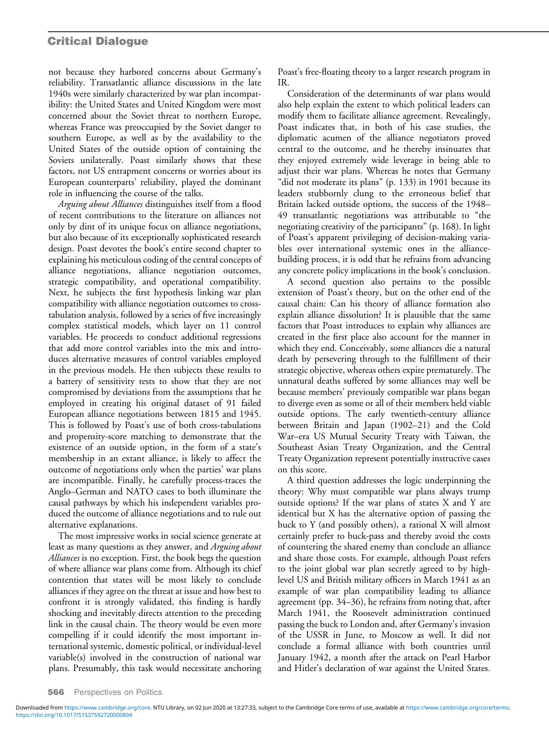not because they harbored concerns about Germany's reliability. Transatlantic alliance discussions in the late 1940s were similarly characterized by war plan incompatibility: the United States and United Kingdom were most concerned about the Soviet threat to northern Europe, whereas France was preoccupied by the Soviet danger to southern Europe, as well as by the availability to the United States of the outside option of containing the Soviets unilaterally. Poast similarly shows that these factors, not US entrapment concerns or worries about its European counterparts' reliability, played the dominant role in influencing the course of the talks.

*Arguing about Alliances* distinguishes itself from a flood of recent contributions to the literature on alliances not only by dint of its unique focus on alliance negotiations, but also because of its exceptionally sophisticated research design. Poast devotes the book's entire second chapter to explaining his meticulous coding of the central concepts of alliance negotiations, alliance negotiation outcomes, strategic compatibility, and operational compatibility. Next, he subjects the first hypothesis linking war plan compatibility with alliance negotiation outcomes to cross-tabulation analysis, followed by a series of five increasingly complex statistical models, which layer on 11 control variables. He proceeds to conduct additional regressions that add more control variables into the mix and introduces alternative measures of control variables employed in the previous models. He then subjects these results to a battery of sensitivity tests to show that they are not compromised by deviations from the assumptions that he employed in creating his original dataset of 91 failed European alliance negotiations between 1815 and 1945. This is followed by Poast's use of both cross-tabulations and propensity-score matching to demonstrate that the existence of an outside option, in the form of a state's membership in an extant alliance, is likely to affect the outcome of negotiations only when the parties' war plans are incompatible. Finally, he carefully process-traces the Anglo–German and NATO cases to both illuminate the causal pathways by which his independent variables produced the outcome of alliance negotiations and to rule out alternative explanations.

The most impressive works in social science generate at least as many questions as they answer, and *Arguing about Alliances* is no exception. First, the book begs the question of where alliance war plans come from. Although its chief contention that states will be most likely to conclude alliances if they agree on the threat at issue and how best to confront it is strongly validated, this finding is hardly shocking and inevitably directs attention to the preceding link in the causal chain. The theory would be even more compelling if it could identify the most important international systemic, domestic political, or individual-level variable(s) involved in the construction of national war plans. Presumably, this task would necessitate anchoring Poast's free-floating theory to a larger research program in IR.

Consideration of the determinants of war plans would also help explain the extent to which political leaders can modify them to facilitate alliance agreement. Revealingly, Poast indicates that, in both of his case studies, the diplomatic acumen of the alliance negotiators proved central to the outcome, and he thereby insinuates that they enjoyed extremely wide leverage in being able to adjust their war plans. Whereas he notes that Germany "did not moderate its plans" (p. 133) in 1901 because its leaders stubbornly clung to the erroneous belief that Britain lacked outside options, the success of the 1948–49 transatlantic negotiations was attributable to "the negotiating creativity of the participants" (p. 168). In light of Poast's apparent privileging of decision-making variables over international systemic ones in the alliance-building process, it is odd that he refrains from advancing any concrete policy implications in the book's conclusion.

A second question also pertains to the possible extension of Poast's theory, but on the other end of the causal chain: Can his theory of alliance formation also explain alliance dissolution? It is plausible that the same factors that Poast introduces to explain why alliances are created in the first place also account for the manner in which they end. Conceivably, some alliances die a natural death by persevering through to the fulfillment of their strategic objective, whereas others expire prematurely. The unnatural deaths suffered by some alliances may well be because members' previously compatible war plans began to diverge even as some or all of their members held viable outside options. The early twentieth-century alliance between Britain and Japan (1902–21) and the Cold War–era US Mutual Security Treaty with Taiwan, the Southeast Asian Treaty Organization, and the Central Treaty Organization represent potentially instructive cases on this score.

A third question addresses the logic underpinning the theory: Why must compatible war plans always trump outside options? If the war plans of states X and Y are identical but X has the alternative option of passing the buck to Y (and possibly others), a rational X will almost certainly prefer to buck-pass and thereby avoid the costs of countering the shared enemy than conclude an alliance and share those costs. For example, although Poast refers to the joint global war plan secretly agreed to by high-level US and British military officers in March 1941 as an example of war plan compatibility leading to alliance agreement (pp. 34–36), he refrains from noting that, after March 1941, the Roosevelt administration continued passing the buck to London and, after Germany's invasion of the USSR in June, to Moscow as well. It did not conclude a formal alliance with both countries until January 1942, a month after the attack on Pearl Harbor and Hitler's declaration of war against the United States.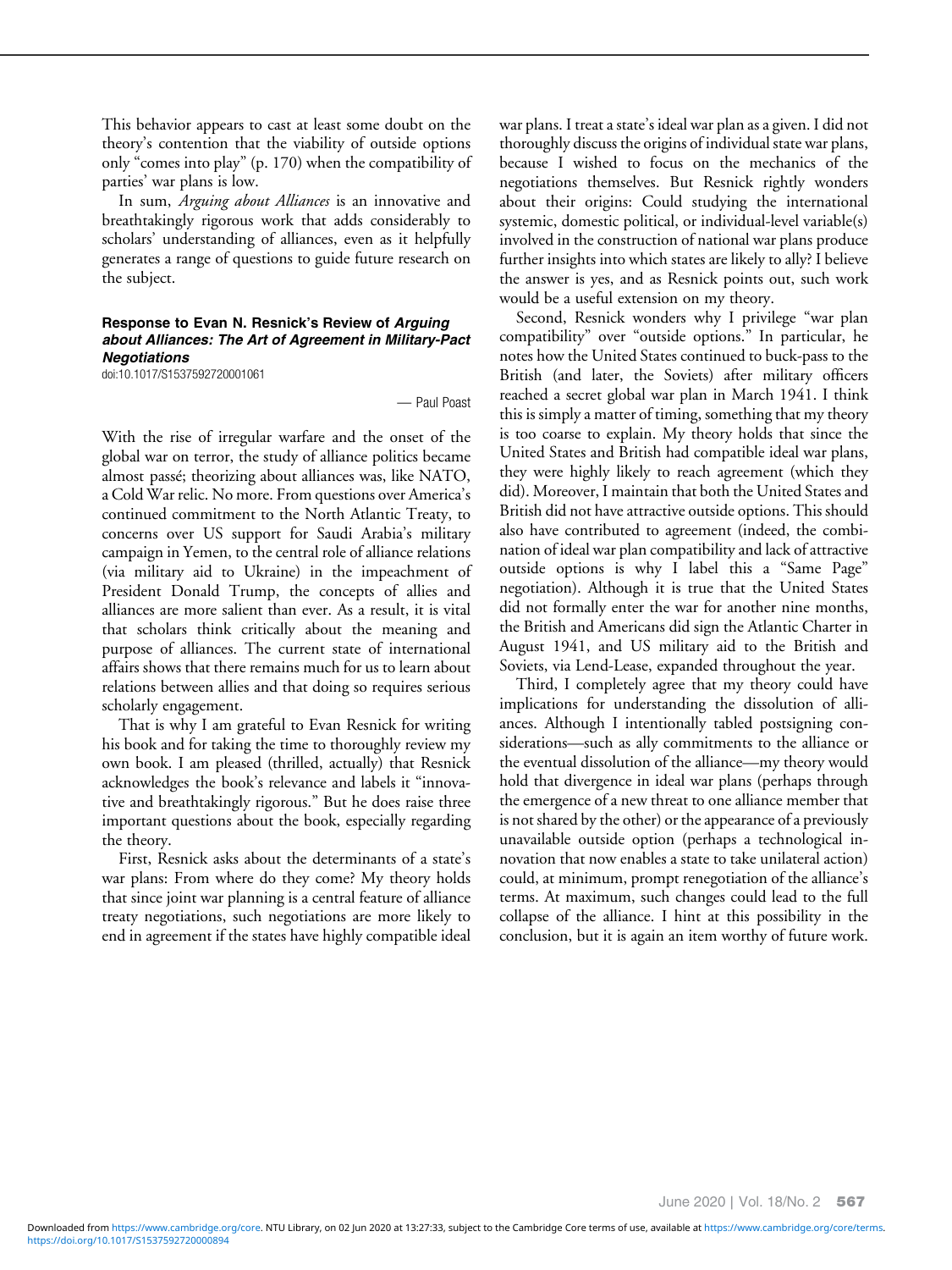This behavior appears to cast at least some doubt on the theory's contention that the viability of outside options only "comes into play" (p. 170) when the compatibility of parties' war plans is low.

In sum, *Arguing about Alliances* is an innovative and breathtakingly rigorous work that adds considerably to scholars' understanding of alliances, even as it helpfully generates a range of questions to guide future research on the subject.

### Response to Evan N. Resnick's Review of *Arguing about Alliances: The Art of Agreement in Military-Pact Negotiations*

doi:10.1017/S1537592720001061

— Paul Poast

With the rise of irregular warfare and the onset of the global war on terror, the study of alliance politics became almost passé; theorizing about alliances was, like NATO, a Cold War relic. No more. From questions over America's continued commitment to the North Atlantic Treaty, to concerns over US support for Saudi Arabia's military campaign in Yemen, to the central role of alliance relations (via military aid to Ukraine) in the impeachment of President Donald Trump, the concepts of allies and alliances are more salient than ever. As a result, it is vital that scholars think critically about the meaning and purpose of alliances. The current state of international affairs shows that there remains much for us to learn about relations between allies and that doing so requires serious scholarly engagement.

That is why I am grateful to Evan Resnick for writing his book and for taking the time to thoroughly review my own book. I am pleased (thrilled, actually) that Resnick acknowledges the book's relevance and labels it "innovative and breathtakingly rigorous." But he does raise three important questions about the book, especially regarding the theory.

First, Resnick asks about the determinants of a state's war plans: From where do they come? My theory holds that since joint war planning is a central feature of alliance treaty negotiations, such negotiations are more likely to end in agreement if the states have highly compatible ideal war plans. I treat a state's ideal war plan as a given. I did not thoroughly discuss the origins of individual state war plans, because I wished to focus on the mechanics of the negotiations themselves. But Resnick rightly wonders about their origins: Could studying the international systemic, domestic political, or individual-level variable(s) involved in the construction of national war plans produce further insights into which states are likely to ally? I believe the answer is yes, and as Resnick points out, such work would be a useful extension on my theory.

Second, Resnick wonders why I privilege "war plan compatibility" over "outside options." In particular, he notes how the United States continued to buck-pass to the British (and later, the Soviets) after military officers reached a secret global war plan in March 1941. I think this is simply a matter of timing, something that my theory is too coarse to explain. My theory holds that since the United States and British had compatible ideal war plans, they were highly likely to reach agreement (which they did). Moreover, I maintain that both the United States and British did not have attractive outside options. This should also have contributed to agreement (indeed, the combination of ideal war plan compatibility and lack of attractive outside options is why I label this a "Same Page" negotiation). Although it is true that the United States did not formally enter the war for another nine months, the British and Americans did sign the Atlantic Charter in August 1941, and US military aid to the British and Soviets, via Lend-Lease, expanded throughout the year.

Third, I completely agree that my theory could have implications for understanding the dissolution of alliances. Although I intentionally tabled postsigning considerations—such as ally commitments to the alliance or the eventual dissolution of the alliance—my theory would hold that divergence in ideal war plans (perhaps through the emergence of a new threat to one alliance member that is not shared by the other) or the appearance of a previously unavailable outside option (perhaps a technological innovation that now enables a state to take unilateral action) could, at minimum, prompt renegotiation of the alliance's terms. At maximum, such changes could lead to the full collapse of the alliance. I hint at this possibility in the conclusion, but it is again an item worthy of future work.